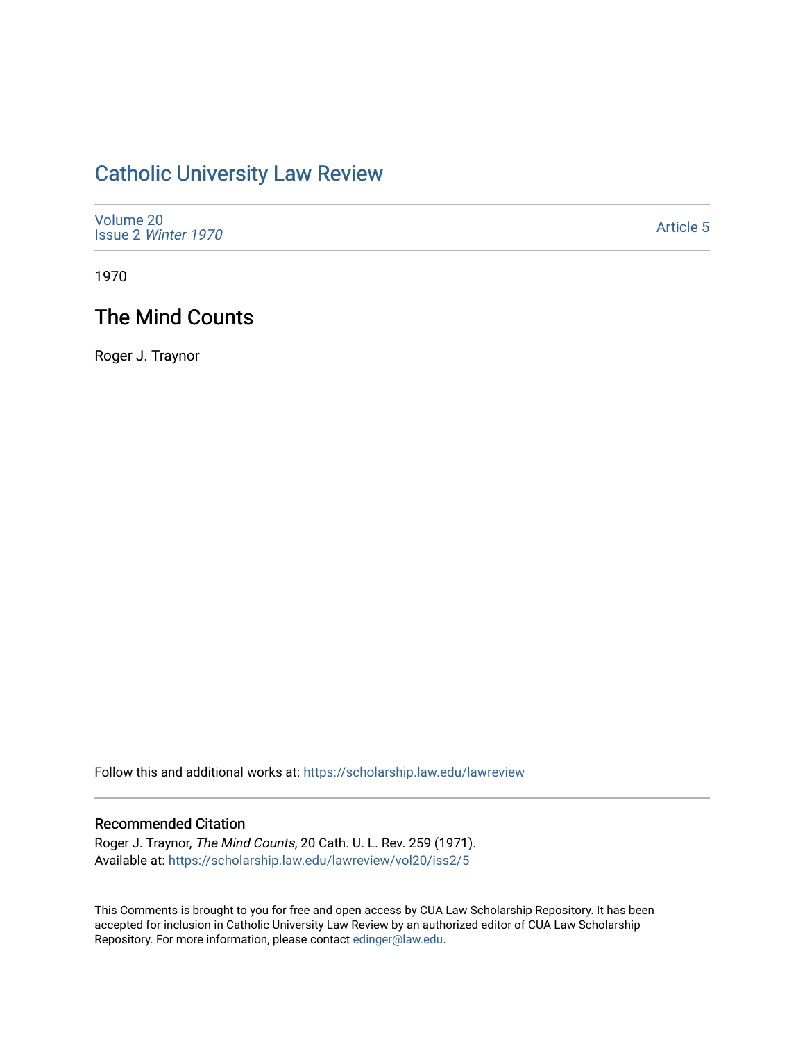# Catholic University Law Review

Volume 20
Issue 2 *Winter 1970*

Article 5

1970

## The Mind Counts

Roger J. Traynor

Follow this and additional works at: https://scholarship.law.edu/lawreview

### Recommended Citation

Roger J. Traynor, *The Mind Counts*, 20 Cath. U. L. Rev. 259 (1971).
Available at: https://scholarship.law.edu/lawreview/vol20/iss2/5

This Comments is brought to you for free and open access by CUA Law Scholarship Repository. It has been accepted for inclusion in Catholic University Law Review by an authorized editor of CUA Law Scholarship Repository. For more information, please contact edinger@law.edu.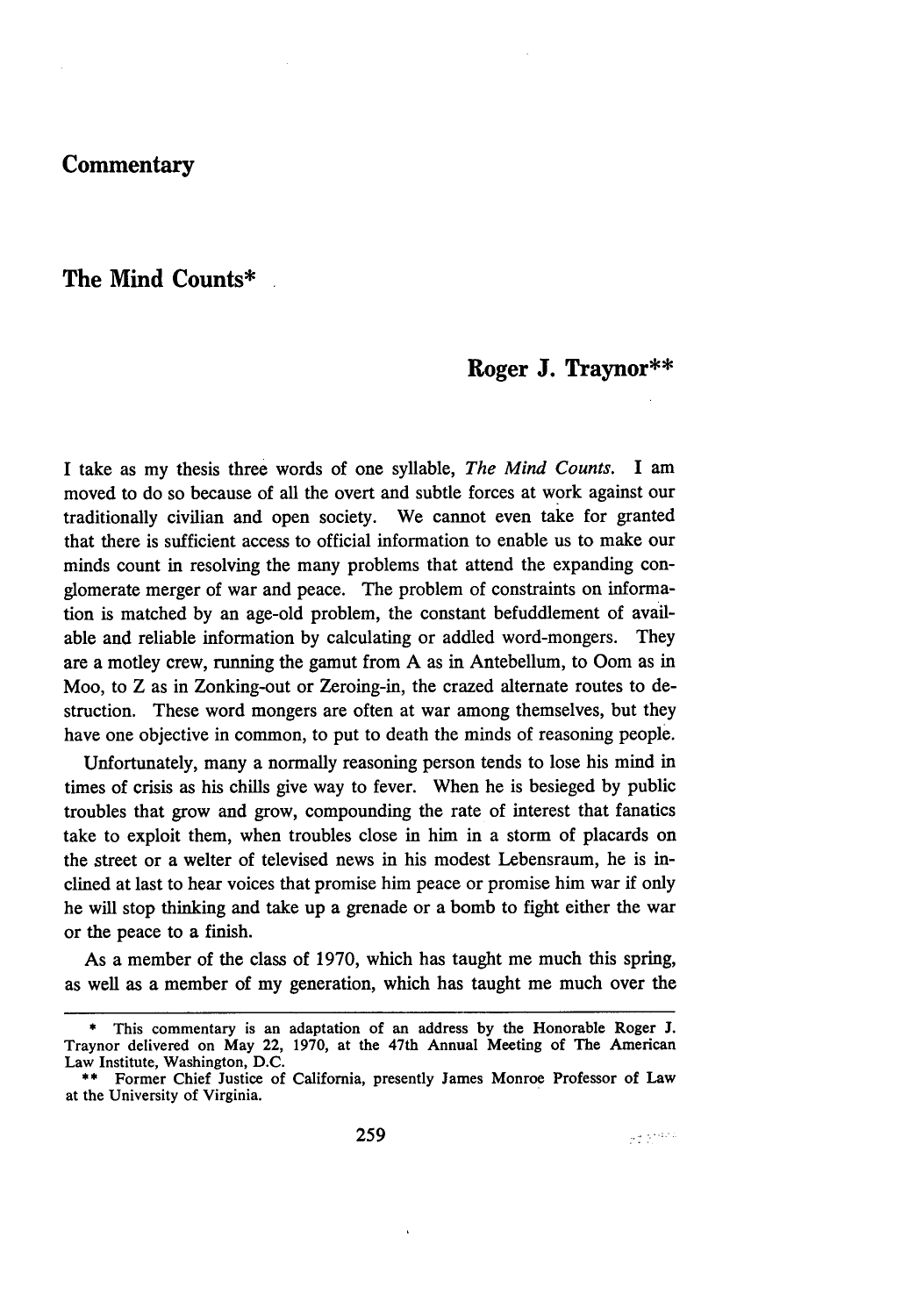**Commentary**

# The Mind Counts*

## Roger J. Traynor**

I take as my thesis three words of one syllable, *The Mind Counts.* I am moved to do so because of all the overt and subtle forces at work against our traditionally civilian and open society. We cannot even take for granted that there is sufficient access to official information to enable us to make our minds count in resolving the many problems that attend the expanding conglomerate merger of war and peace. The problem of constraints on information is matched by an age-old problem, the constant befuddlement of available and reliable information by calculating or addled word-mongers. They are a motley crew, running the gamut from A as in Antebellum, to Oom as in Moo, to Z as in Zonking-out or Zeroing-in, the crazed alternate routes to destruction. These word mongers are often at war among themselves, but they have one objective in common, to put to death the minds of reasoning people.

Unfortunately, many a normally reasoning person tends to lose his mind in times of crisis as his chills give way to fever. When he is besieged by public troubles that grow and grow, compounding the rate of interest that fanatics take to exploit them, when troubles close in him in a storm of placards on the street or a welter of televised news in his modest Lebensraum, he is inclined at last to hear voices that promise him peace or promise him war if only he will stop thinking and take up a grenade or a bomb to fight either the war or the peace to a finish.

As a member of the class of 1970, which has taught me much this spring, as well as a member of my generation, which has taught me much over the

---

\* This commentary is an adaptation of an address by the Honorable Roger J. Traynor delivered on May 22, 1970, at the 47th Annual Meeting of The American Law Institute, Washington, D.C.

\*\* Former Chief Justice of California, presently James Monroe Professor of Law at the University of Virginia.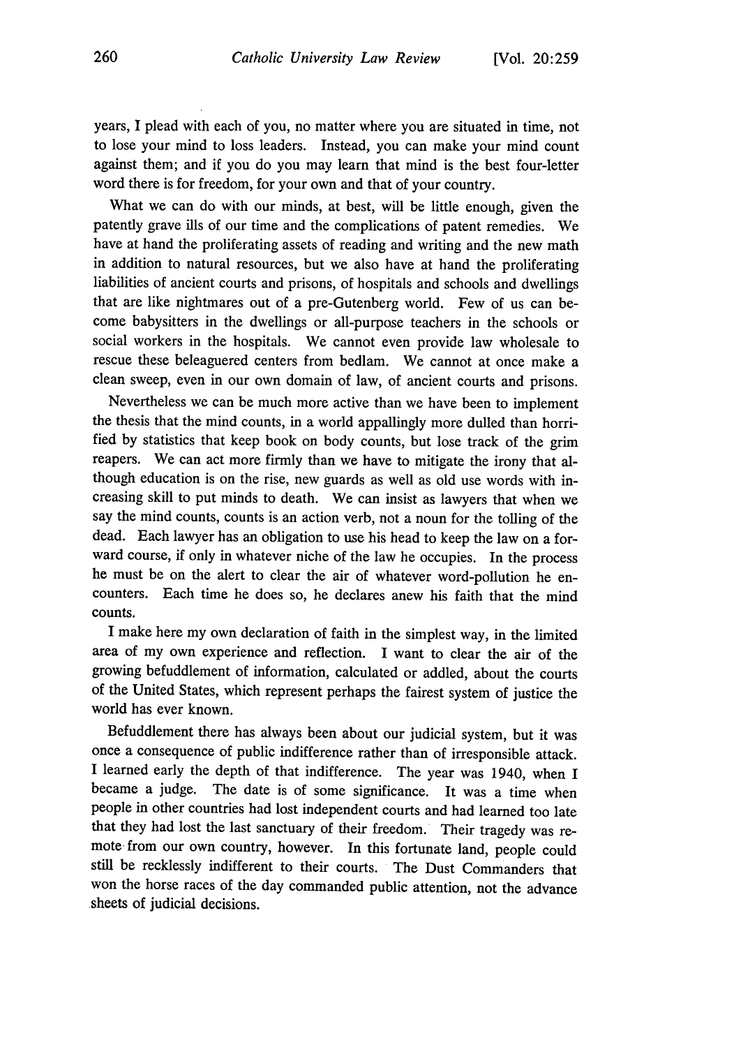years, I plead with each of you, no matter where you are situated in time, not to lose your mind to loss leaders. Instead, you can make your mind count against them; and if you do you may learn that mind is the best four-letter word there is for freedom, for your own and that of your country.

What we can do with our minds, at best, will be little enough, given the patently grave ills of our time and the complications of patent remedies. We have at hand the proliferating assets of reading and writing and the new math in addition to natural resources, but we also have at hand the proliferating liabilities of ancient courts and prisons, of hospitals and schools and dwellings that are like nightmares out of a pre-Gutenberg world. Few of us can become babysitters in the dwellings or all-purpose teachers in the schools or social workers in the hospitals. We cannot even provide law wholesale to rescue these beleaguered centers from bedlam. We cannot at once make a clean sweep, even in our own domain of law, of ancient courts and prisons.

Nevertheless we can be much more active than we have been to implement the thesis that the mind counts, in a world appallingly more dulled than horrified by statistics that keep book on body counts, but lose track of the grim reapers. We can act more firmly than we have to mitigate the irony that although education is on the rise, new guards as well as old use words with increasing skill to put minds to death. We can insist as lawyers that when we say the mind counts, counts is an action verb, not a noun for the tolling of the dead. Each lawyer has an obligation to use his head to keep the law on a forward course, if only in whatever niche of the law he occupies. In the process he must be on the alert to clear the air of whatever word-pollution he encounters. Each time he does so, he declares anew his faith that the mind counts.

I make here my own declaration of faith in the simplest way, in the limited area of my own experience and reflection. I want to clear the air of the growing befuddlement of information, calculated or addled, about the courts of the United States, which represent perhaps the fairest system of justice the world has ever known.

Befuddlement there has always been about our judicial system, but it was once a consequence of public indifference rather than of irresponsible attack. I learned early the depth of that indifference. The year was 1940, when I became a judge. The date is of some significance. It was a time when people in other countries had lost independent courts and had learned too late that they had lost the last sanctuary of their freedom. Their tragedy was remote from our own country, however. In this fortunate land, people could still be recklessly indifferent to their courts. The Dust Commanders that won the horse races of the day commanded public attention, not the advance sheets of judicial decisions.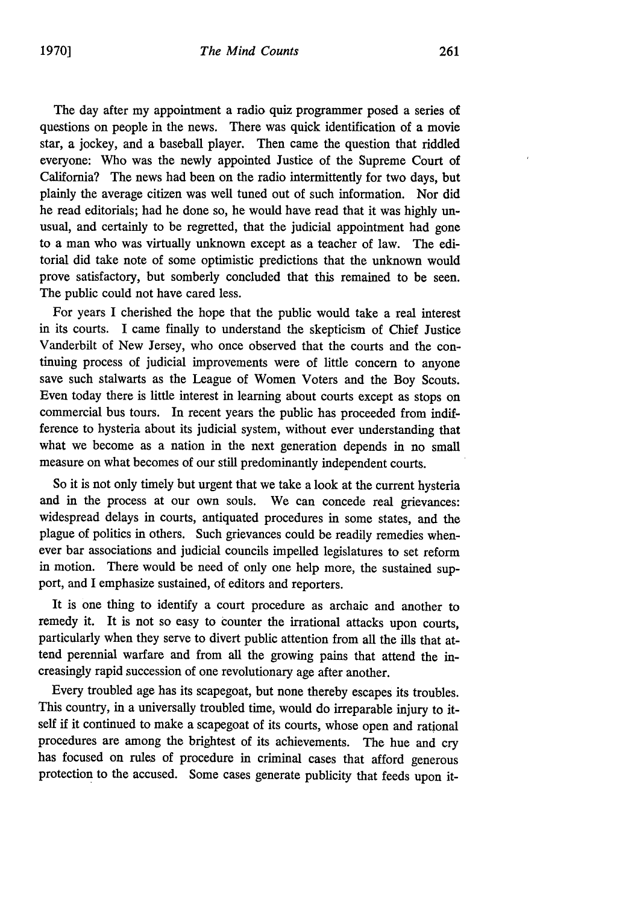The day after my appointment a radio quiz programmer posed a series of questions on people in the news. There was quick identification of a movie star, a jockey, and a baseball player. Then came the question that riddled everyone: Who was the newly appointed Justice of the Supreme Court of California? The news had been on the radio intermittently for two days, but plainly the average citizen was well tuned out of such information. Nor did he read editorials; had he done so, he would have read that it was highly unusual, and certainly to be regretted, that the judicial appointment had gone to a man who was virtually unknown except as a teacher of law. The editorial did take note of some optimistic predictions that the unknown would prove satisfactory, but somberly concluded that this remained to be seen. The public could not have cared less.

For years I cherished the hope that the public would take a real interest in its courts. I came finally to understand the skepticism of Chief Justice Vanderbilt of New Jersey, who once observed that the courts and the continuing process of judicial improvements were of little concern to anyone save such stalwarts as the League of Women Voters and the Boy Scouts. Even today there is little interest in learning about courts except as stops on commercial bus tours. In recent years the public has proceeded from indifference to hysteria about its judicial system, without ever understanding that what we become as a nation in the next generation depends in no small measure on what becomes of our still predominantly independent courts.

So it is not only timely but urgent that we take a look at the current hysteria and in the process at our own souls. We can concede real grievances: widespread delays in courts, antiquated procedures in some states, and the plague of politics in others. Such grievances could be readily remedies whenever bar associations and judicial councils impelled legislatures to set reform in motion. There would be need of only one help more, the sustained support, and I emphasize sustained, of editors and reporters.

It is one thing to identify a court procedure as archaic and another to remedy it. It is not so easy to counter the irrational attacks upon courts, particularly when they serve to divert public attention from all the ills that attend perennial warfare and from all the growing pains that attend the increasingly rapid succession of one revolutionary age after another.

Every troubled age has its scapegoat, but none thereby escapes its troubles. This country, in a universally troubled time, would do irreparable injury to itself if it continued to make a scapegoat of its courts, whose open and rational procedures are among the brightest of its achievements. The hue and cry has focused on rules of procedure in criminal cases that afford generous protection to the accused. Some cases generate publicity that feeds upon it-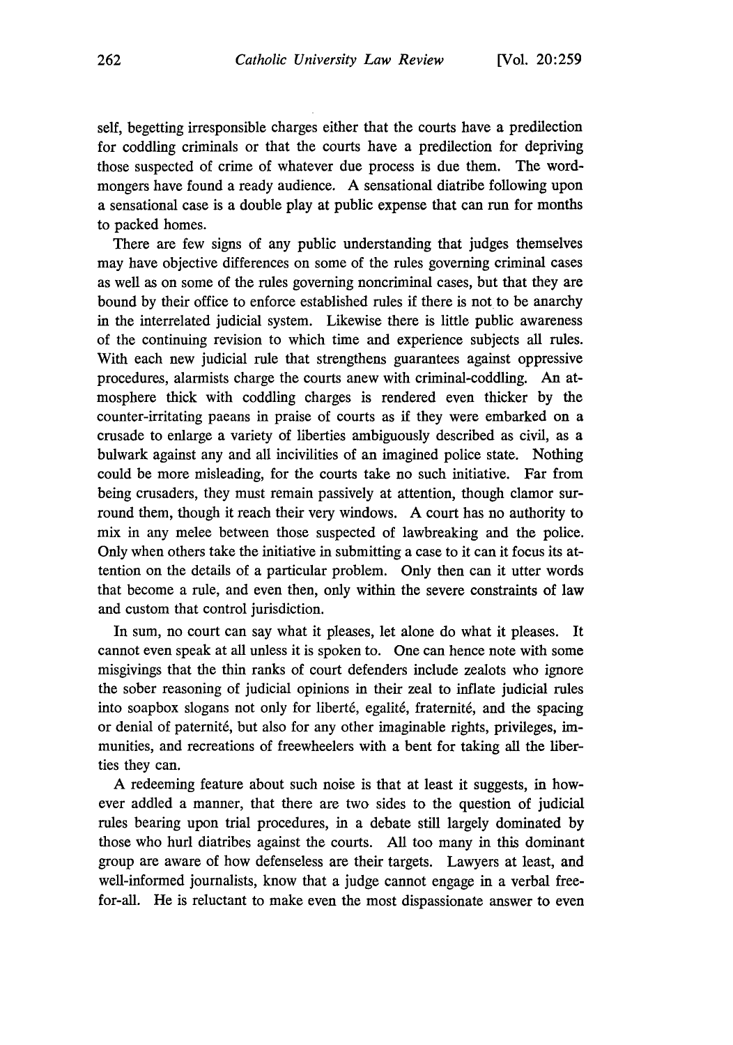self, begetting irresponsible charges either that the courts have a predilection for coddling criminals or that the courts have a predilection for depriving those suspected of crime of whatever due process is due them. The word-mongers have found a ready audience. A sensational diatribe following upon a sensational case is a double play at public expense that can run for months to packed homes.

There are few signs of any public understanding that judges themselves may have objective differences on some of the rules governing criminal cases as well as on some of the rules governing noncriminal cases, but that they are bound by their office to enforce established rules if there is not to be anarchy in the interrelated judicial system. Likewise there is little public awareness of the continuing revision to which time and experience subjects all rules. With each new judicial rule that strengthens guarantees against oppressive procedures, alarmists charge the courts anew with criminal-coddling. An atmosphere thick with coddling charges is rendered even thicker by the counter-irritating paeans in praise of courts as if they were embarked on a crusade to enlarge a variety of liberties ambiguously described as civil, as a bulwark against any and all incivilities of an imagined police state. Nothing could be more misleading, for the courts take no such initiative. Far from being crusaders, they must remain passively at attention, though clamor surround them, though it reach their very windows. A court has no authority to mix in any melee between those suspected of lawbreaking and the police. Only when others take the initiative in submitting a case to it can it focus its attention on the details of a particular problem. Only then can it utter words that become a rule, and even then, only within the severe constraints of law and custom that control jurisdiction.

In sum, no court can say what it pleases, let alone do what it pleases. It cannot even speak at all unless it is spoken to. One can hence note with some misgivings that the thin ranks of court defenders include zealots who ignore the sober reasoning of judicial opinions in their zeal to inflate judicial rules into soapbox slogans not only for liberté, egalité, fraternité, and the spacing or denial of paternité, but also for any other imaginable rights, privileges, immunities, and recreations of freewheelers with a bent for taking all the liberties they can.

A redeeming feature about such noise is that at least it suggests, in however addled a manner, that there are two sides to the question of judicial rules bearing upon trial procedures, in a debate still largely dominated by those who hurl diatribes against the courts. All too many in this dominant group are aware of how defenseless are their targets. Lawyers at least, and well-informed journalists, know that a judge cannot engage in a verbal free-for-all. He is reluctant to make even the most dispassionate answer to even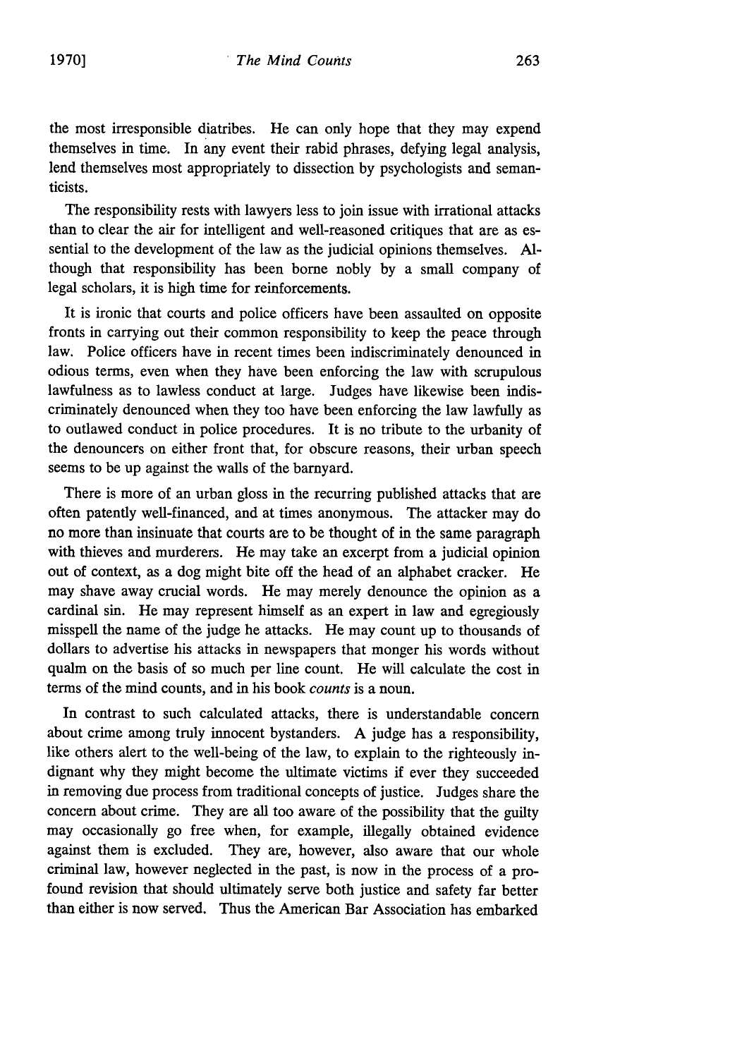the most irresponsible diatribes. He can only hope that they may expend themselves in time. In any event their rabid phrases, defying legal analysis, lend themselves most appropriately to dissection by psychologists and semanticists.

The responsibility rests with lawyers less to join issue with irrational attacks than to clear the air for intelligent and well-reasoned critiques that are as essential to the development of the law as the judicial opinions themselves. Although that responsibility has been borne nobly by a small company of legal scholars, it is high time for reinforcements.

It is ironic that courts and police officers have been assaulted on opposite fronts in carrying out their common responsibility to keep the peace through law. Police officers have in recent times been indiscriminately denounced in odious terms, even when they have been enforcing the law with scrupulous lawfulness as to lawless conduct at large. Judges have likewise been indiscriminately denounced when they too have been enforcing the law lawfully as to outlawed conduct in police procedures. It is no tribute to the urbanity of the denouncers on either front that, for obscure reasons, their urban speech seems to be up against the walls of the barnyard.

There is more of an urban gloss in the recurring published attacks that are often patently well-financed, and at times anonymous. The attacker may do no more than insinuate that courts are to be thought of in the same paragraph with thieves and murderers. He may take an excerpt from a judicial opinion out of context, as a dog might bite off the head of an alphabet cracker. He may shave away crucial words. He may merely denounce the opinion as a cardinal sin. He may represent himself as an expert in law and egregiously misspell the name of the judge he attacks. He may count up to thousands of dollars to advertise his attacks in newspapers that monger his words without qualm on the basis of so much per line count. He will calculate the cost in terms of the mind counts, and in his book *counts* is a noun.

In contrast to such calculated attacks, there is understandable concern about crime among truly innocent bystanders. A judge has a responsibility, like others alert to the well-being of the law, to explain to the righteously indignant why they might become the ultimate victims if ever they succeeded in removing due process from traditional concepts of justice. Judges share the concern about crime. They are all too aware of the possibility that the guilty may occasionally go free when, for example, illegally obtained evidence against them is excluded. They are, however, also aware that our whole criminal law, however neglected in the past, is now in the process of a profound revision that should ultimately serve both justice and safety far better than either is now served. Thus the American Bar Association has embarked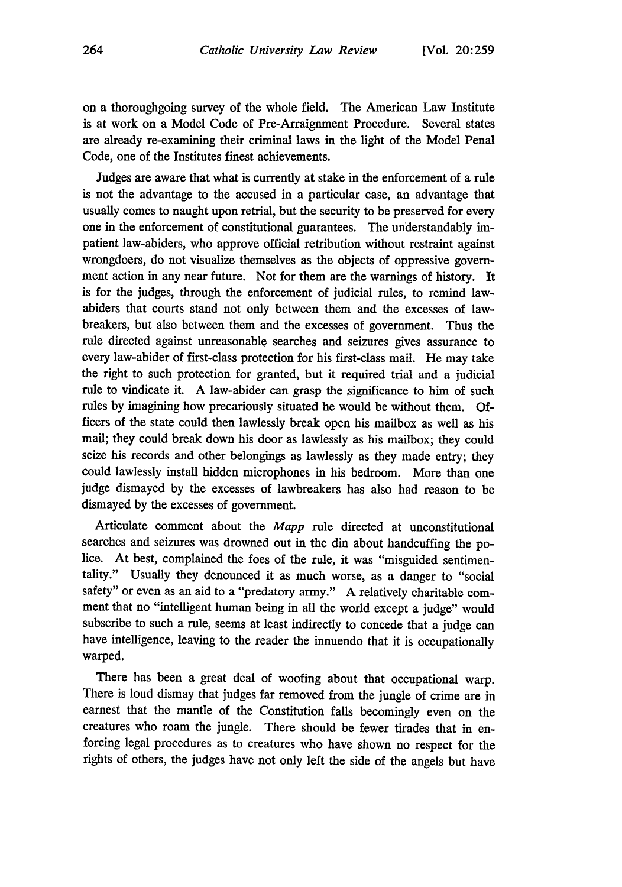on a thoroughgoing survey of the whole field. The American Law Institute is at work on a Model Code of Pre-Arraignment Procedure. Several states are already re-examining their criminal laws in the light of the Model Penal Code, one of the Institutes finest achievements.

Judges are aware that what is currently at stake in the enforcement of a rule is not the advantage to the accused in a particular case, an advantage that usually comes to naught upon retrial, but the security to be preserved for every one in the enforcement of constitutional guarantees. The understandably impatient law-abiders, who approve official retribution without restraint against wrongdoers, do not visualize themselves as the objects of oppressive government action in any near future. Not for them are the warnings of history. It is for the judges, through the enforcement of judicial rules, to remind law-abiders that courts stand not only between them and the excesses of law-breakers, but also between them and the excesses of government. Thus the rule directed against unreasonable searches and seizures gives assurance to every law-abider of first-class protection for his first-class mail. He may take the right to such protection for granted, but it required trial and a judicial rule to vindicate it. A law-abider can grasp the significance to him of such rules by imagining how precariously situated he would be without them. Officers of the state could then lawlessly break open his mailbox as well as his mail; they could break down his door as lawlessly as his mailbox; they could seize his records and other belongings as lawlessly as they made entry; they could lawlessly install hidden microphones in his bedroom. More than one judge dismayed by the excesses of lawbreakers has also had reason to be dismayed by the excesses of government.

Articulate comment about the *Mapp* rule directed at unconstitutional searches and seizures was drowned out in the din about handcuffing the police. At best, complained the foes of the rule, it was "misguided sentimentality." Usually they denounced it as much worse, as a danger to "social safety" or even as an aid to a "predatory army." A relatively charitable comment that no "intelligent human being in all the world except a judge" would subscribe to such a rule, seems at least indirectly to concede that a judge can have intelligence, leaving to the reader the innuendo that it is occupationally warped.

There has been a great deal of woofing about that occupational warp. There is loud dismay that judges far removed from the jungle of crime are in earnest that the mantle of the Constitution falls becomingly even on the creatures who roam the jungle. There should be fewer tirades that in enforcing legal procedures as to creatures who have shown no respect for the rights of others, the judges have not only left the side of the angels but have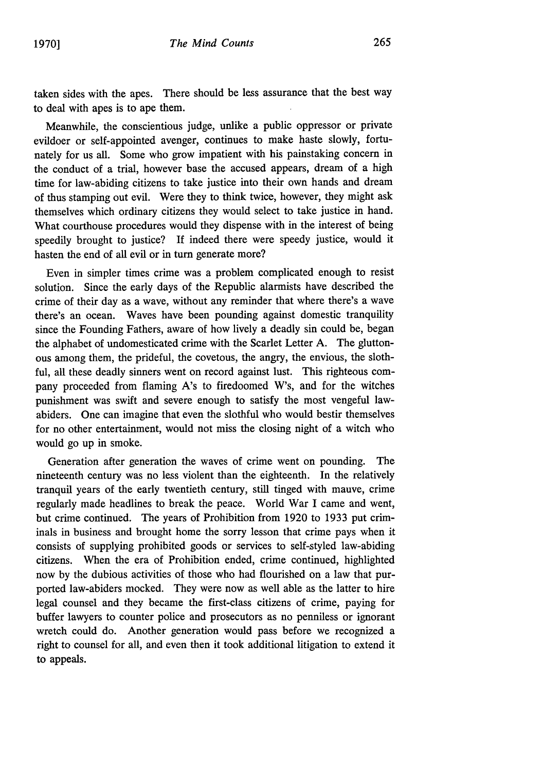taken sides with the apes. There should be less assurance that the best way to deal with apes is to ape them.

Meanwhile, the conscientious judge, unlike a public oppressor or private evildoer or self-appointed avenger, continues to make haste slowly, fortunately for us all. Some who grow impatient with his painstaking concern in the conduct of a trial, however base the accused appears, dream of a high time for law-abiding citizens to take justice into their own hands and dream of thus stamping out evil. Were they to think twice, however, they might ask themselves which ordinary citizens they would select to take justice in hand. What courthouse procedures would they dispense with in the interest of being speedily brought to justice? If indeed there were speedy justice, would it hasten the end of all evil or in turn generate more?

Even in simpler times crime was a problem complicated enough to resist solution. Since the early days of the Republic alarmists have described the crime of their day as a wave, without any reminder that where there's a wave there's an ocean. Waves have been pounding against domestic tranquility since the Founding Fathers, aware of how lively a deadly sin could be, began the alphabet of undomesticated crime with the Scarlet Letter A. The gluttonous among them, the prideful, the covetous, the angry, the envious, the slothful, all these deadly sinners went on record against lust. This righteous company proceeded from flaming A's to firedoomed W's, and for the witches punishment was swift and severe enough to satisfy the most vengeful law-abiders. One can imagine that even the slothful who would bestir themselves for no other entertainment, would not miss the closing night of a witch who would go up in smoke.

Generation after generation the waves of crime went on pounding. The nineteenth century was no less violent than the eighteenth. In the relatively tranquil years of the early twentieth century, still tinged with mauve, crime regularly made headlines to break the peace. World War I came and went, but crime continued. The years of Prohibition from 1920 to 1933 put criminals in business and brought home the sorry lesson that crime pays when it consists of supplying prohibited goods or services to self-styled law-abiding citizens. When the era of Prohibition ended, crime continued, highlighted now by the dubious activities of those who had flourished on a law that purported law-abiders mocked. They were now as well able as the latter to hire legal counsel and they became the first-class citizens of crime, paying for buffer lawyers to counter police and prosecutors as no penniless or ignorant wretch could do. Another generation would pass before we recognized a right to counsel for all, and even then it took additional litigation to extend it to appeals.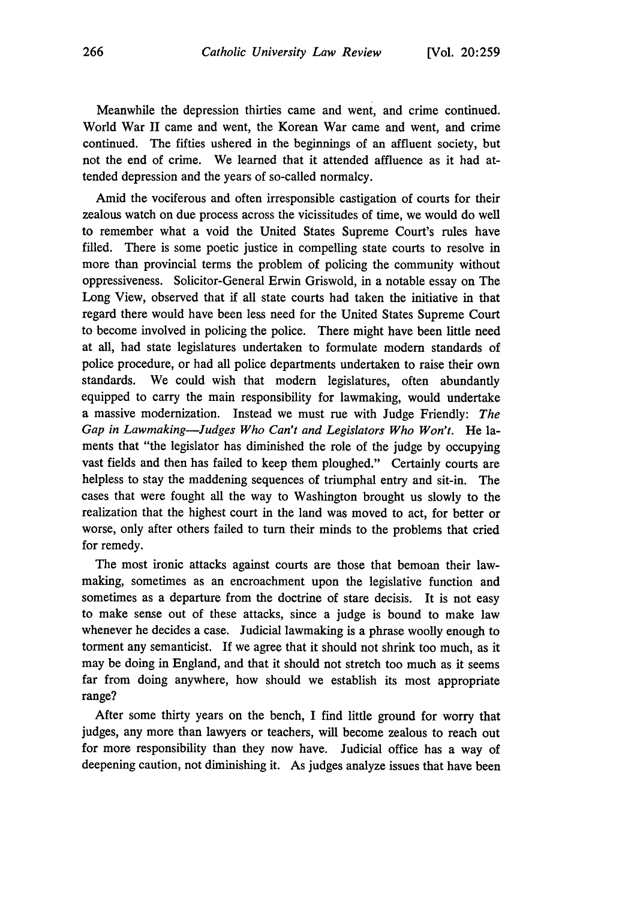Meanwhile the depression thirties came and went, and crime continued. World War II came and went, the Korean War came and went, and crime continued. The fifties ushered in the beginnings of an affluent society, but not the end of crime. We learned that it attended affluence as it had attended depression and the years of so-called normalcy.

Amid the vociferous and often irresponsible castigation of courts for their zealous watch on due process across the vicissitudes of time, we would do well to remember what a void the United States Supreme Court's rules have filled. There is some poetic justice in compelling state courts to resolve in more than provincial terms the problem of policing the community without oppressiveness. Solicitor-General Erwin Griswold, in a notable essay on The Long View, observed that if all state courts had taken the initiative in that regard there would have been less need for the United States Supreme Court to become involved in policing the police. There might have been little need at all, had state legislatures undertaken to formulate modern standards of police procedure, or had all police departments undertaken to raise their own standards. We could wish that modern legislatures, often abundantly equipped to carry the main responsibility for lawmaking, would undertake a massive modernization. Instead we must rue with Judge Friendly: *The Gap in Lawmaking—Judges Who Can't and Legislators Who Won't.* He laments that "the legislator has diminished the role of the judge by occupying vast fields and then has failed to keep them ploughed." Certainly courts are helpless to stay the maddening sequences of triumphal entry and sit-in. The cases that were fought all the way to Washington brought us slowly to the realization that the highest court in the land was moved to act, for better or worse, only after others failed to turn their minds to the problems that cried for remedy.

The most ironic attacks against courts are those that bemoan their lawmaking, sometimes as an encroachment upon the legislative function and sometimes as a departure from the doctrine of stare decisis. It is not easy to make sense out of these attacks, since a judge is bound to make law whenever he decides a case. Judicial lawmaking is a phrase woolly enough to torment any semanticist. If we agree that it should not shrink too much, as it may be doing in England, and that it should not stretch too much as it seems far from doing anywhere, how should we establish its most appropriate range?

After some thirty years on the bench, I find little ground for worry that judges, any more than lawyers or teachers, will become zealous to reach out for more responsibility than they now have. Judicial office has a way of deepening caution, not diminishing it. As judges analyze issues that have been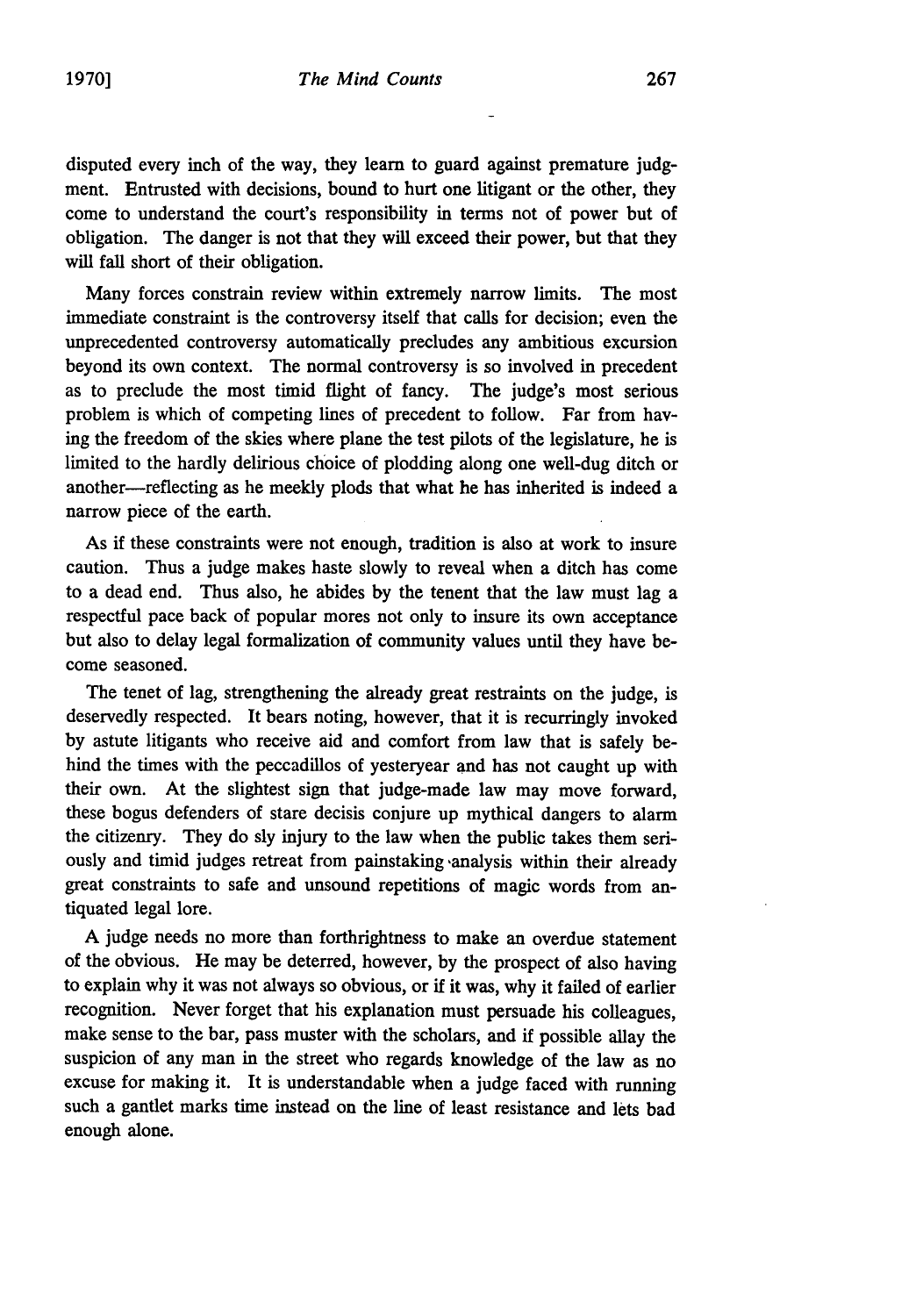disputed every inch of the way, they learn to guard against premature judgment. Entrusted with decisions, bound to hurt one litigant or the other, they come to understand the court's responsibility in terms not of power but of obligation. The danger is not that they will exceed their power, but that they will fall short of their obligation.

Many forces constrain review within extremely narrow limits. The most immediate constraint is the controversy itself that calls for decision; even the unprecedented controversy automatically precludes any ambitious excursion beyond its own context. The normal controversy is so involved in precedent as to preclude the most timid flight of fancy. The judge's most serious problem is which of competing lines of precedent to follow. Far from having the freedom of the skies where plane the test pilots of the legislature, he is limited to the hardly delirious choice of plodding along one well-dug ditch or another—reflecting as he meekly plods that what he has inherited is indeed a narrow piece of the earth.

As if these constraints were not enough, tradition is also at work to insure caution. Thus a judge makes haste slowly to reveal when a ditch has come to a dead end. Thus also, he abides by the tenent that the law must lag a respectful pace back of popular mores not only to insure its own acceptance but also to delay legal formalization of community values until they have become seasoned.

The tenet of lag, strengthening the already great restraints on the judge, is deservedly respected. It bears noting, however, that it is recurringly invoked by astute litigants who receive aid and comfort from law that is safely behind the times with the peccadillos of yesteryear and has not caught up with their own. At the slightest sign that judge-made law may move forward, these bogus defenders of stare decisis conjure up mythical dangers to alarm the citizenry. They do sly injury to the law when the public takes them seriously and timid judges retreat from painstaking analysis within their already great constraints to safe and unsound repetitions of magic words from antiquated legal lore.

A judge needs no more than forthrightness to make an overdue statement of the obvious. He may be deterred, however, by the prospect of also having to explain why it was not always so obvious, or if it was, why it failed of earlier recognition. Never forget that his explanation must persuade his colleagues, make sense to the bar, pass muster with the scholars, and if possible allay the suspicion of any man in the street who regards knowledge of the law as no excuse for making it. It is understandable when a judge faced with running such a gantlet marks time instead on the line of least resistance and lets bad enough alone.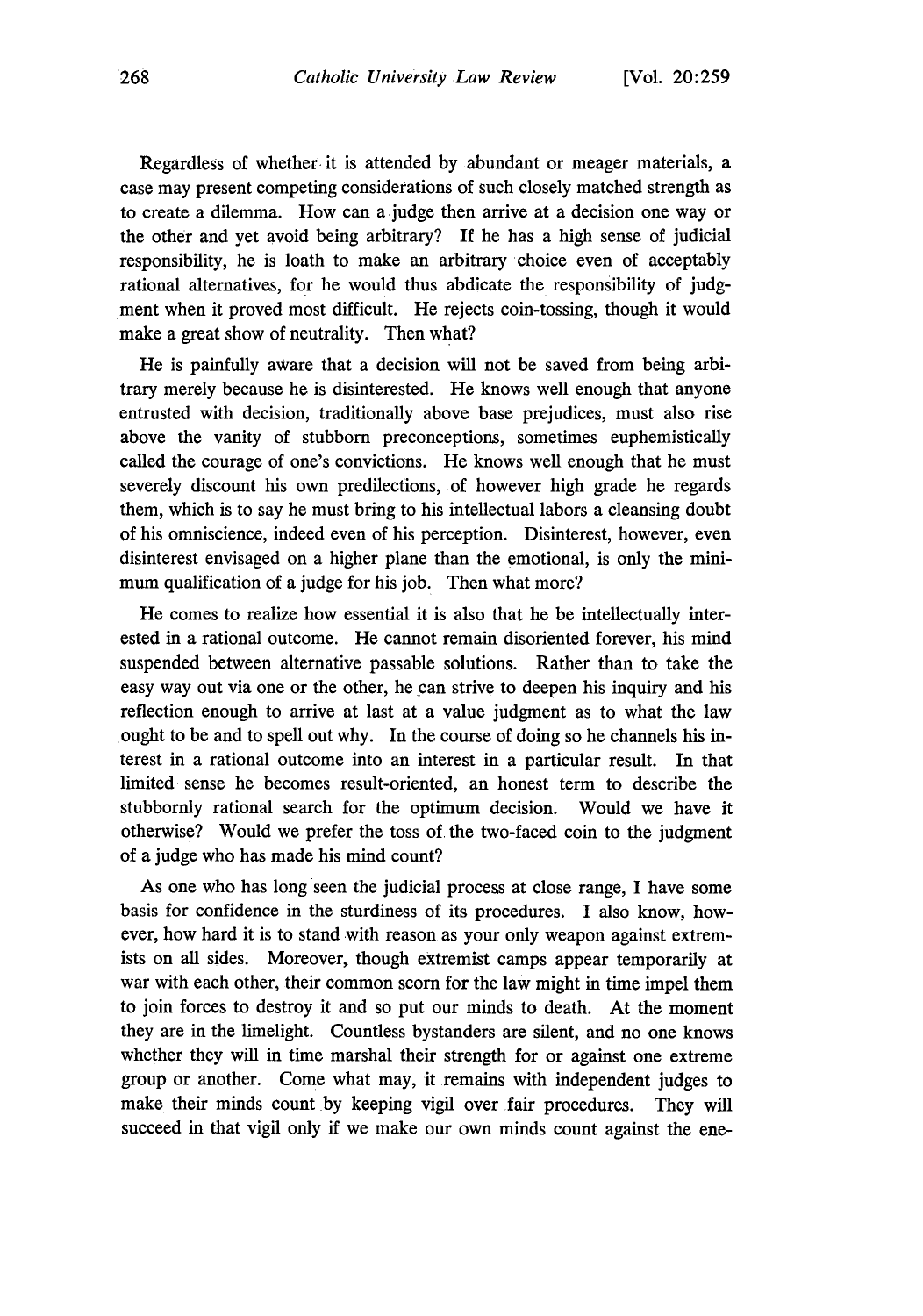Regardless of whether it is attended by abundant or meager materials, a case may present competing considerations of such closely matched strength as to create a dilemma. How can a judge then arrive at a decision one way or the other and yet avoid being arbitrary? If he has a high sense of judicial responsibility, he is loath to make an arbitrary choice even of acceptably rational alternatives, for he would thus abdicate the responsibility of judgment when it proved most difficult. He rejects coin-tossing, though it would make a great show of neutrality. Then what?

He is painfully aware that a decision will not be saved from being arbitrary merely because he is disinterested. He knows well enough that anyone entrusted with decision, traditionally above base prejudices, must also rise above the vanity of stubborn preconceptions, sometimes euphemistically called the courage of one's convictions. He knows well enough that he must severely discount his own predilections, of however high grade he regards them, which is to say he must bring to his intellectual labors a cleansing doubt of his omniscience, indeed even of his perception. Disinterest, however, even disinterest envisaged on a higher plane than the emotional, is only the minimum qualification of a judge for his job. Then what more?

He comes to realize how essential it is also that he be intellectually interested in a rational outcome. He cannot remain disoriented forever, his mind suspended between alternative passable solutions. Rather than to take the easy way out via one or the other, he can strive to deepen his inquiry and his reflection enough to arrive at last at a value judgment as to what the law ought to be and to spell out why. In the course of doing so he channels his interest in a rational outcome into an interest in a particular result. In that limited sense he becomes result-oriented, an honest term to describe the stubbornly rational search for the optimum decision. Would we have it otherwise? Would we prefer the toss of the two-faced coin to the judgment of a judge who has made his mind count?

As one who has long seen the judicial process at close range, I have some basis for confidence in the sturdiness of its procedures. I also know, however, how hard it is to stand with reason as your only weapon against extremists on all sides. Moreover, though extremist camps appear temporarily at war with each other, their common scorn for the law might in time impel them to join forces to destroy it and so put our minds to death. At the moment they are in the limelight. Countless bystanders are silent, and no one knows whether they will in time marshal their strength for or against one extreme group or another. Come what may, it remains with independent judges to make their minds count by keeping vigil over fair procedures. They will succeed in that vigil only if we make our own minds count against the ene-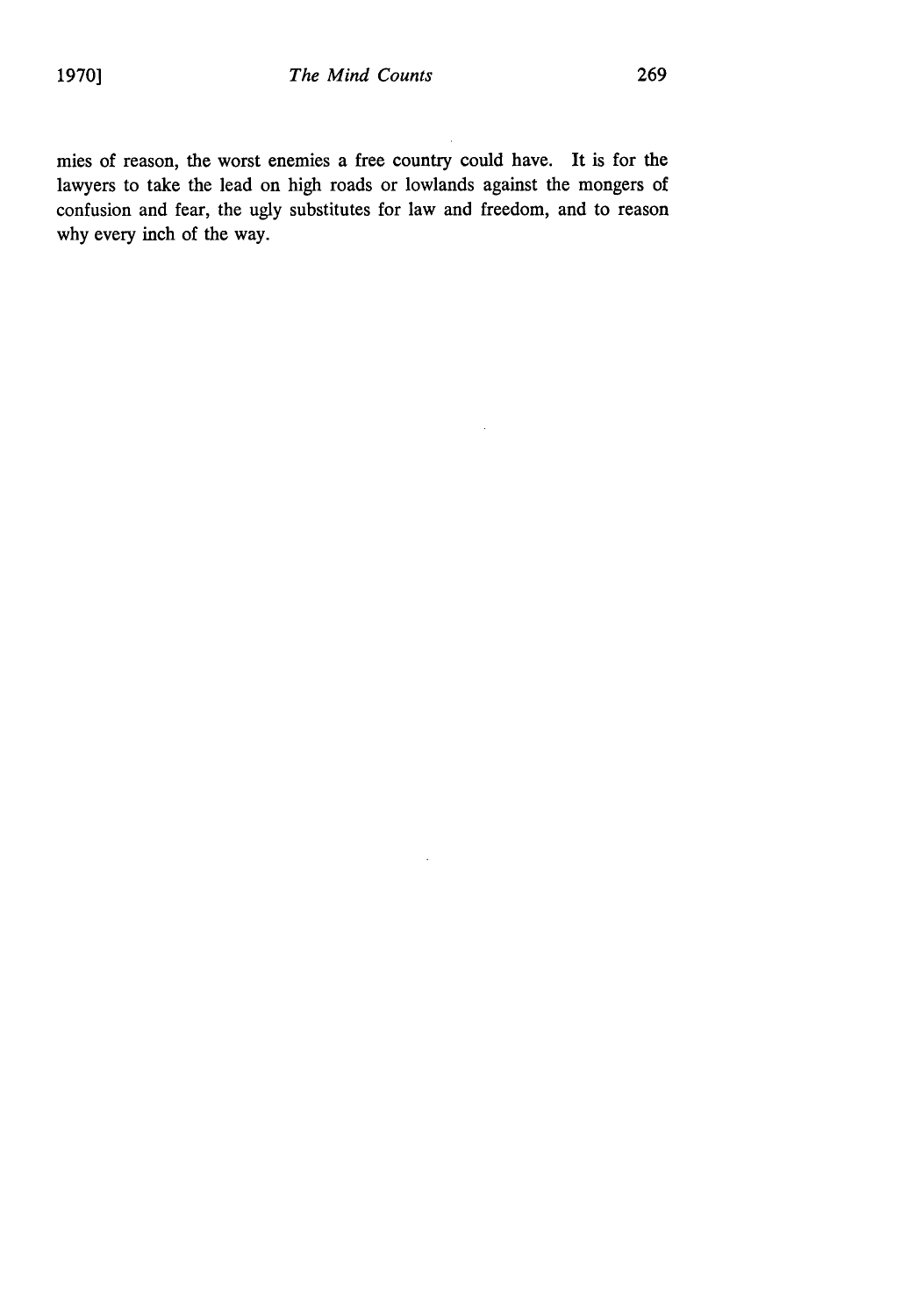mies of reason, the worst enemies a free country could have. It is for the lawyers to take the lead on high roads or lowlands against the mongers of confusion and fear, the ugly substitutes for law and freedom, and to reason why every inch of the way.